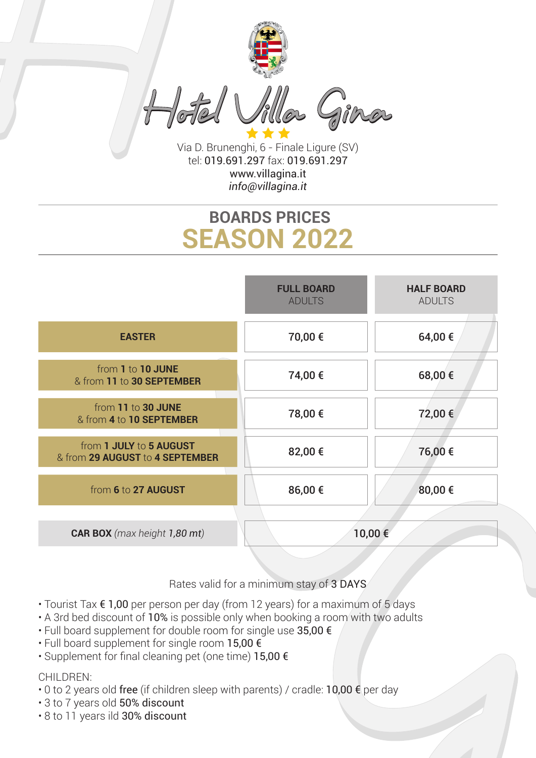# Hotel Villa Gina

★★★

Via D. Brunenghi, 6 - Finale Ligure (SV)
tel: 019.691.297 fax: 019.691.297
www.villagina.it
*info@villagina.it*

## BOARDS PRICES
## SEASON 2022

| | **FULL BOARD** ADULTS | **HALF BOARD** ADULTS |
|---|---|---|
| **EASTER** | **70,00 €** | **64,00 €** |
| from **1** to **10 JUNE** & from **11** to **30 SEPTEMBER** | **74,00 €** | **68,00 €** |
| from **11** to **30 JUNE** & from **4** to **10 SEPTEMBER** | **78,00 €** | **72,00 €** |
| from **1 JULY** to **5 AUGUST** & from **29 AUGUST** to **4 SEPTEMBER** | **82,00 €** | **76,00 €** |
| from **6** to **27 AUGUST** | **86,00 €** | **80,00 €** |
| **CAR BOX** *(max height 1,80 mt)* | 10,00 € | |

Rates valid for a minimum stay of 3 DAYS

- Tourist Tax € 1,00 per person per day (from 12 years) for a maximum of 5 days
- A 3rd bed discount of 10% is possible only when booking a room with two adults
- Full board supplement for double room for single use 35,00 €
- Full board supplement for single room 15,00 €
- Supplement for final cleaning pet (one time) 15,00 €

CHILDREN:

- 0 to 2 years old free (if children sleep with parents) / cradle: 10,00 € per day
- 3 to 7 years old 50% discount
- 8 to 11 years ild 30% discount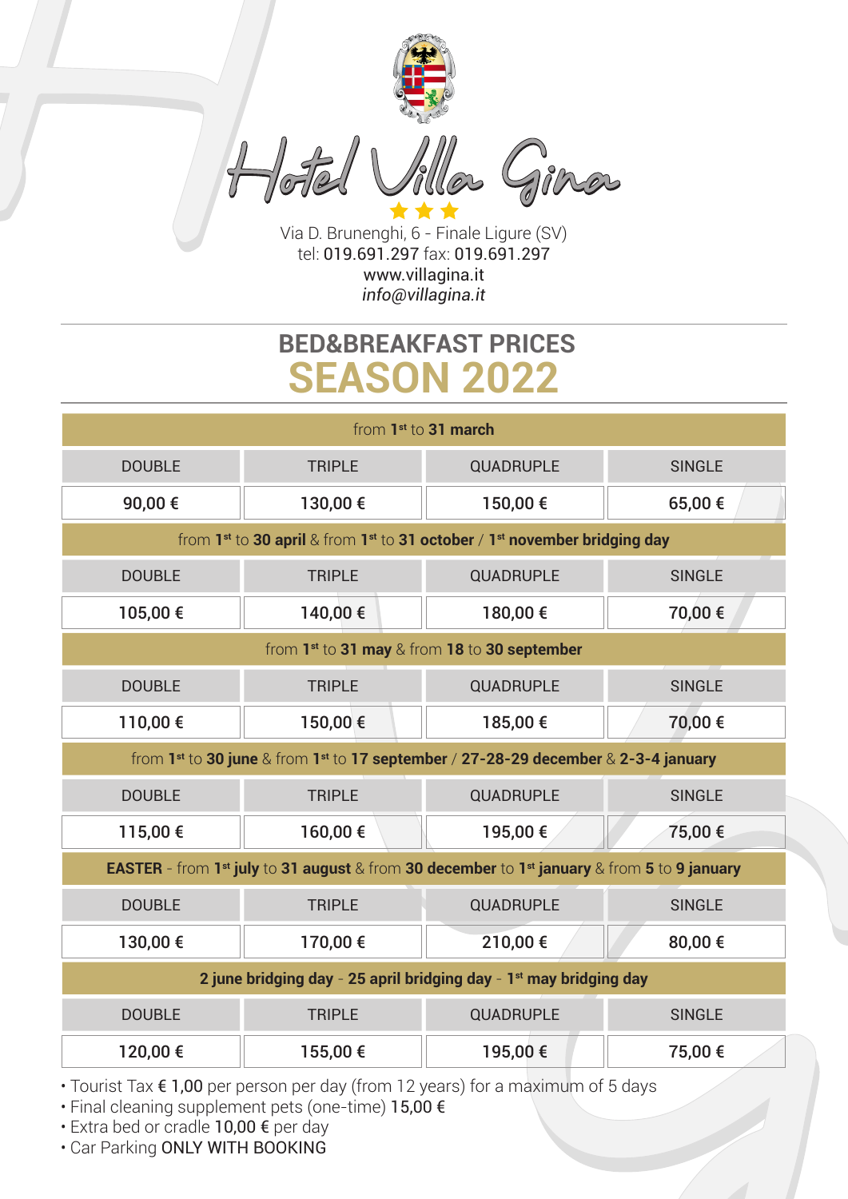# Hotel Villa Gina

★★★

Via D. Brunenghi, 6 - Finale Ligure (SV)
tel: 019.691.297 fax: 019.691.297
www.villagina.it
*info@villagina.it*

## BED&BREAKFAST PRICES

# SEASON 2022

| | | | |
|---|---|---|---|
| from **1st** to **31 march** | | | |
| DOUBLE | TRIPLE | QUADRUPLE | SINGLE |
| **90,00 €** | **130,00 €** | **150,00 €** | **65,00 €** |
| from **1st** to **30 april** & from **1st** to **31 october** / **1st november bridging day** | | | |
| DOUBLE | TRIPLE | QUADRUPLE | SINGLE |
| **105,00 €** | **140,00 €** | **180,00 €** | **70,00 €** |
| from **1st** to **31 may** & from **18** to **30 september** | | | |
| DOUBLE | TRIPLE | QUADRUPLE | SINGLE |
| **110,00 €** | **150,00 €** | **185,00 €** | **70,00 €** |
| from **1st** to **30 june** & from **1st** to **17 september** / **27-28-29 december** & **2-3-4 january** | | | |
| DOUBLE | TRIPLE | QUADRUPLE | SINGLE |
| **115,00 €** | **160,00 €** | **195,00 €** | **75,00 €** |
| **EASTER** - from **1st july** to **31 august** & from **30 december** to **1st january** & from **5** to **9 january** | | | |
| DOUBLE | TRIPLE | QUADRUPLE | SINGLE |
| **130,00 €** | **170,00 €** | **210,00 €** | **80,00 €** |
| **2 june bridging day** - **25 april bridging day** - **1st may bridging day** | | | |
| DOUBLE | TRIPLE | QUADRUPLE | SINGLE |
| **120,00 €** | **155,00 €** | **195,00 €** | **75,00 €** |

- Tourist Tax € 1,00 per person per day (from 12 years) for a maximum of 5 days
- Final cleaning supplement pets (one-time) 15,00 €
- Extra bed or cradle 10,00 € per day
- Car Parking ONLY WITH BOOKING